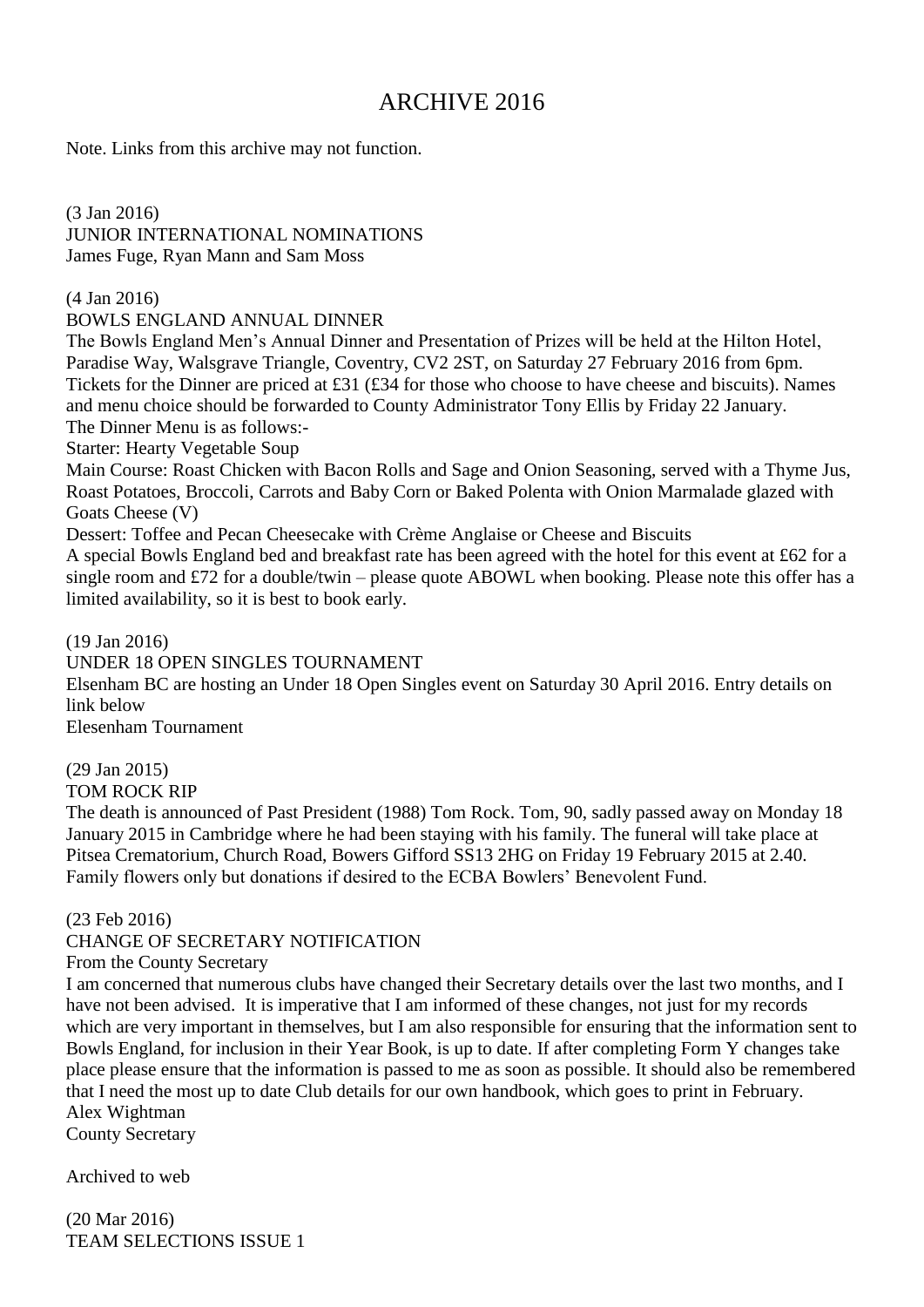# ARCHIVE 2016

Note. Links from this archive may not function.

(3 Jan 2016)
JUNIOR INTERNATIONAL NOMINATIONS
James Fuge, Ryan Mann and Sam Moss

(4 Jan 2016)
BOWLS ENGLAND ANNUAL DINNER
The Bowls England Men's Annual Dinner and Presentation of Prizes will be held at the Hilton Hotel, Paradise Way, Walsgrave Triangle, Coventry, CV2 2ST, on Saturday 27 February 2016 from 6pm.
Tickets for the Dinner are priced at £31 (£34 for those who choose to have cheese and biscuits). Names and menu choice should be forwarded to County Administrator Tony Ellis by Friday 22 January.
The Dinner Menu is as follows:-
Starter: Hearty Vegetable Soup
Main Course: Roast Chicken with Bacon Rolls and Sage and Onion Seasoning, served with a Thyme Jus, Roast Potatoes, Broccoli, Carrots and Baby Corn or Baked Polenta with Onion Marmalade glazed with Goats Cheese (V)
Dessert: Toffee and Pecan Cheesecake with Crème Anglaise or Cheese and Biscuits
A special Bowls England bed and breakfast rate has been agreed with the hotel for this event at £62 for a single room and £72 for a double/twin – please quote ABOWL when booking. Please note this offer has a limited availability, so it is best to book early.

(19 Jan 2016)
UNDER 18 OPEN SINGLES TOURNAMENT
Elsenham BC are hosting an Under 18 Open Singles event on Saturday 30 April 2016. Entry details on link below
Elesenham Tournament

(29 Jan 2015)
TOM ROCK RIP
The death is announced of Past President (1988) Tom Rock. Tom, 90, sadly passed away on Monday 18 January 2015 in Cambridge where he had been staying with his family. The funeral will take place at Pitsea Crematorium, Church Road, Bowers Gifford SS13 2HG on Friday 19 February 2015 at 2.40. Family flowers only but donations if desired to the ECBA Bowlers' Benevolent Fund.

(23 Feb 2016)
CHANGE OF SECRETARY NOTIFICATION
From the County Secretary
I am concerned that numerous clubs have changed their Secretary details over the last two months, and I have not been advised. It is imperative that I am informed of these changes, not just for my records which are very important in themselves, but I am also responsible for ensuring that the information sent to Bowls England, for inclusion in their Year Book, is up to date. If after completing Form Y changes take place please ensure that the information is passed to me as soon as possible. It should also be remembered that I need the most up to date Club details for our own handbook, which goes to print in February.
Alex Wightman
County Secretary

Archived to web

(20 Mar 2016)
TEAM SELECTIONS ISSUE 1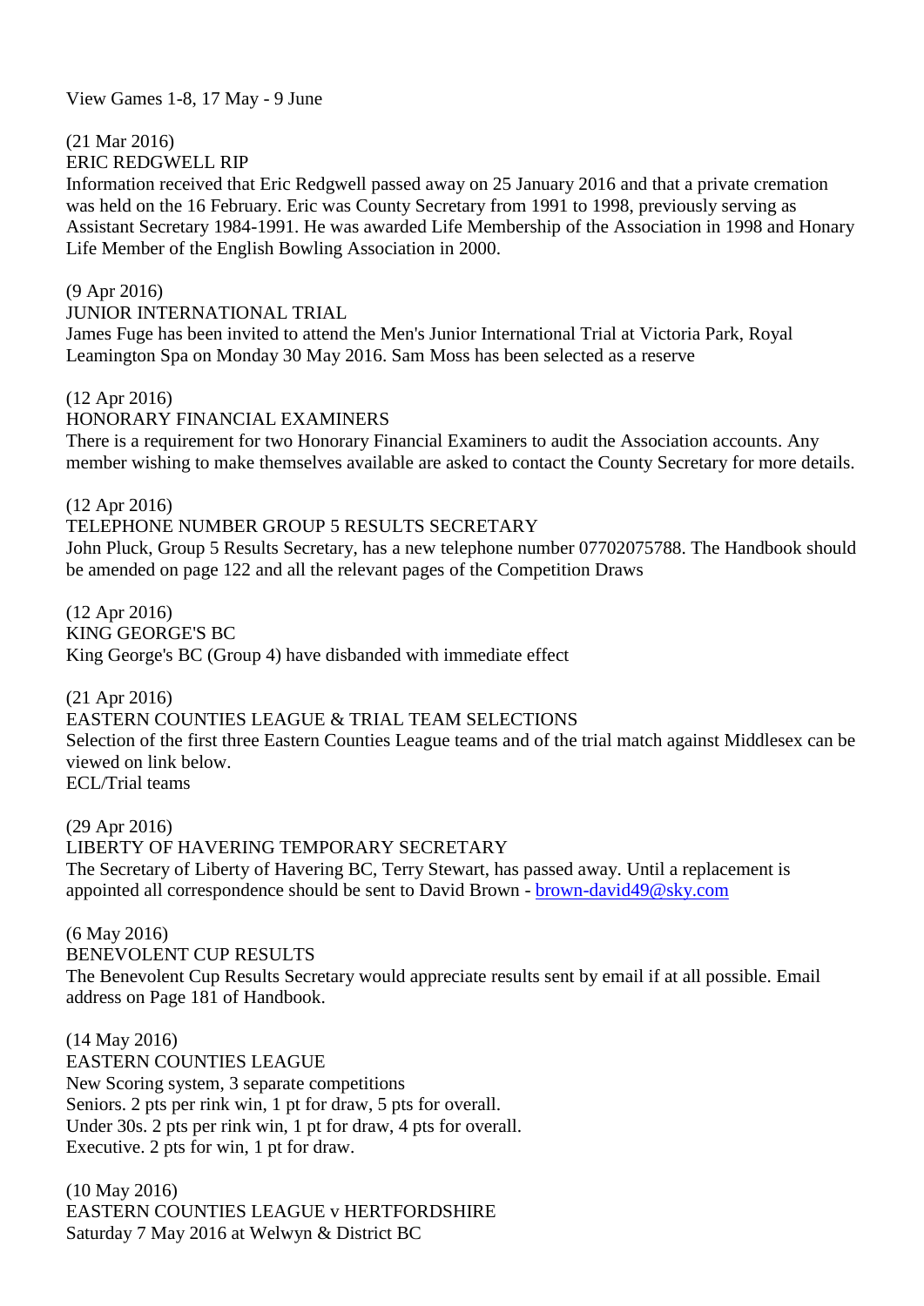View Games 1-8, 17 May - 9 June

(21 Mar 2016)
ERIC REDGWELL RIP
Information received that Eric Redgwell passed away on 25 January 2016 and that a private cremation was held on the 16 February. Eric was County Secretary from 1991 to 1998, previously serving as Assistant Secretary 1984-1991. He was awarded Life Membership of the Association in 1998 and Honary Life Member of the English Bowling Association in 2000.

(9 Apr 2016)
JUNIOR INTERNATIONAL TRIAL
James Fuge has been invited to attend the Men's Junior International Trial at Victoria Park, Royal Leamington Spa on Monday 30 May 2016. Sam Moss has been selected as a reserve

(12 Apr 2016)
HONORARY FINANCIAL EXAMINERS
There is a requirement for two Honorary Financial Examiners to audit the Association accounts. Any member wishing to make themselves available are asked to contact the County Secretary for more details.

(12 Apr 2016)
TELEPHONE NUMBER GROUP 5 RESULTS SECRETARY
John Pluck, Group 5 Results Secretary, has a new telephone number 07702075788. The Handbook should be amended on page 122 and all the relevant pages of the Competition Draws

(12 Apr 2016)
KING GEORGE'S BC
King George's BC (Group 4) have disbanded with immediate effect

(21 Apr 2016)
EASTERN COUNTIES LEAGUE & TRIAL TEAM SELECTIONS
Selection of the first three Eastern Counties League teams and of the trial match against Middlesex can be viewed on link below.
ECL/Trial teams

(29 Apr 2016)
LIBERTY OF HAVERING TEMPORARY SECRETARY
The Secretary of Liberty of Havering BC, Terry Stewart, has passed away. Until a replacement is appointed all correspondence should be sent to David Brown - brown-david49@sky.com

(6 May 2016)
BENEVOLENT CUP RESULTS
The Benevolent Cup Results Secretary would appreciate results sent by email if at all possible. Email address on Page 181 of Handbook.

(14 May 2016)
EASTERN COUNTIES LEAGUE
New Scoring system, 3 separate competitions
Seniors. 2 pts per rink win, 1 pt for draw, 5 pts for overall.
Under 30s. 2 pts per rink win, 1 pt for draw, 4 pts for overall.
Executive. 2 pts for win, 1 pt for draw.

(10 May 2016)
EASTERN COUNTIES LEAGUE v HERTFORDSHIRE
Saturday 7 May 2016 at Welwyn & District BC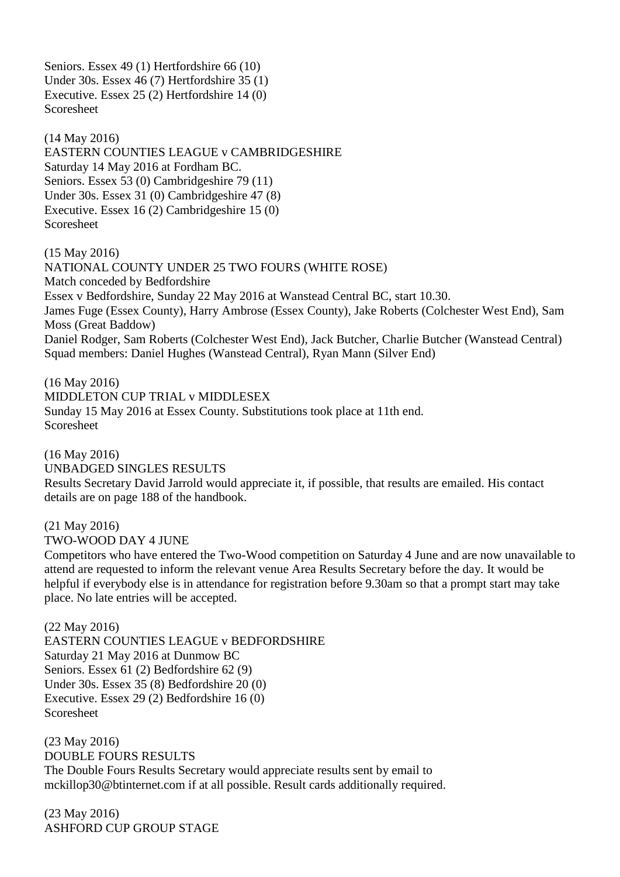Seniors. Essex 49 (1) Hertfordshire 66 (10)
Under 30s. Essex 46 (7) Hertfordshire 35 (1)
Executive. Essex 25 (2) Hertfordshire 14 (0)
Scoresheet

(14 May 2016)
EASTERN COUNTIES LEAGUE v CAMBRIDGESHIRE
Saturday 14 May 2016 at Fordham BC.
Seniors. Essex 53 (0) Cambridgeshire 79 (11)
Under 30s. Essex 31 (0) Cambridgeshire 47 (8)
Executive. Essex 16 (2) Cambridgeshire 15 (0)
Scoresheet

(15 May 2016)
NATIONAL COUNTY UNDER 25 TWO FOURS (WHITE ROSE)
Match conceded by Bedfordshire
Essex v Bedfordshire, Sunday 22 May 2016 at Wanstead Central BC, start 10.30.
James Fuge (Essex County), Harry Ambrose (Essex County), Jake Roberts (Colchester West End), Sam Moss (Great Baddow)
Daniel Rodger, Sam Roberts (Colchester West End), Jack Butcher, Charlie Butcher (Wanstead Central)
Squad members: Daniel Hughes (Wanstead Central), Ryan Mann (Silver End)

(16 May 2016)
MIDDLETON CUP TRIAL v MIDDLESEX
Sunday 15 May 2016 at Essex County. Substitutions took place at 11th end.
Scoresheet

(16 May 2016)
UNBADGED SINGLES RESULTS
Results Secretary David Jarrold would appreciate it, if possible, that results are emailed. His contact details are on page 188 of the handbook.

(21 May 2016)
TWO-WOOD DAY 4 JUNE
Competitors who have entered the Two-Wood competition on Saturday 4 June and are now unavailable to attend are requested to inform the relevant venue Area Results Secretary before the day. It would be helpful if everybody else is in attendance for registration before 9.30am so that a prompt start may take place. No late entries will be accepted.

(22 May 2016)
EASTERN COUNTIES LEAGUE v BEDFORDSHIRE
Saturday 21 May 2016 at Dunmow BC
Seniors. Essex 61 (2) Bedfordshire 62 (9)
Under 30s. Essex 35 (8) Bedfordshire 20 (0)
Executive. Essex 29 (2) Bedfordshire 16 (0)
Scoresheet

(23 May 2016)
DOUBLE FOURS RESULTS
The Double Fours Results Secretary would appreciate results sent by email to mckillop30@btinternet.com if at all possible. Result cards additionally required.

(23 May 2016)
ASHFORD CUP GROUP STAGE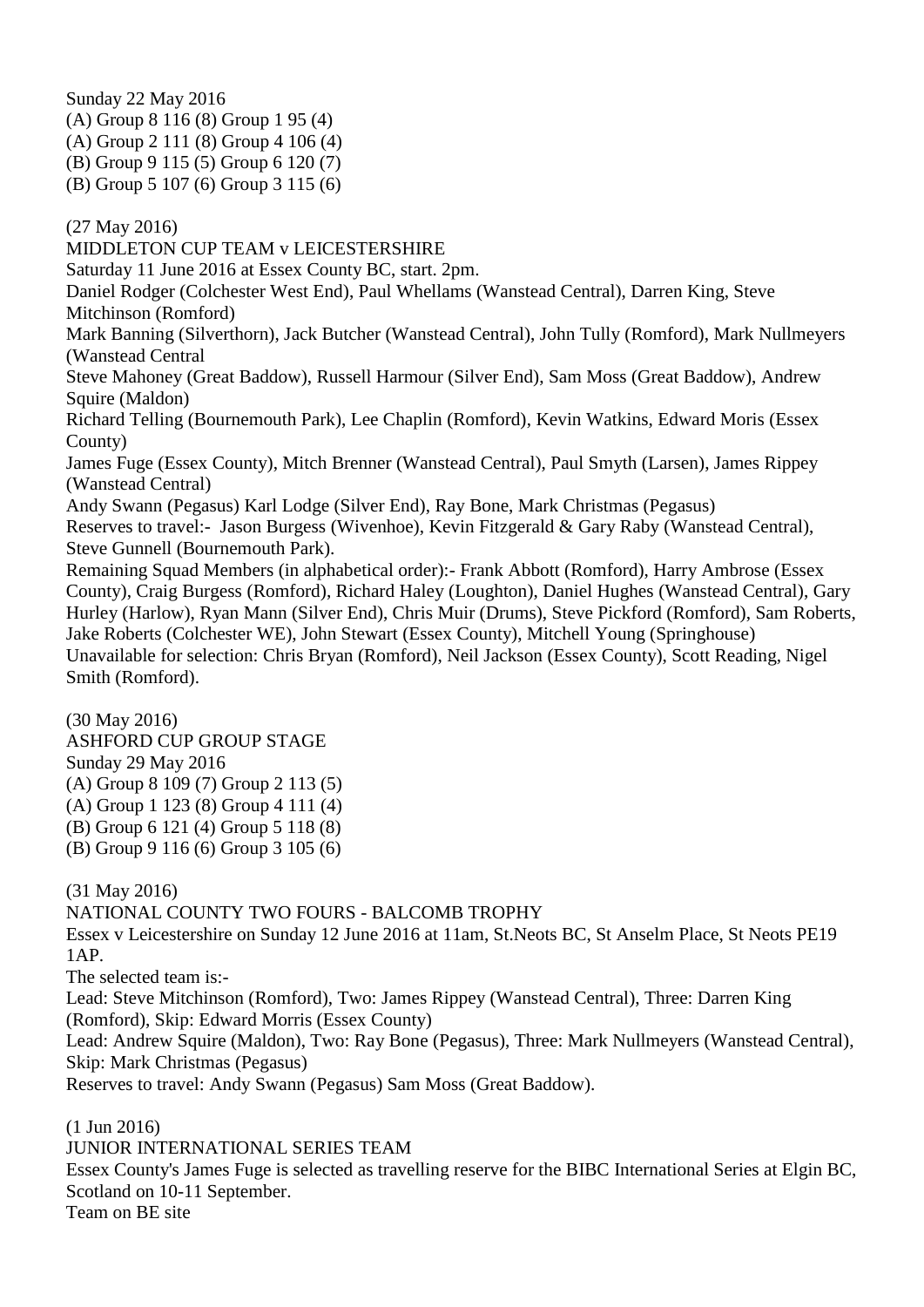Sunday 22 May 2016
(A) Group 8 116 (8) Group 1 95 (4)
(A) Group 2 111 (8) Group 4 106 (4)
(B) Group 9 115 (5) Group 6 120 (7)
(B) Group 5 107 (6) Group 3 115 (6)

(27 May 2016)
MIDDLETON CUP TEAM v LEICESTERSHIRE
Saturday 11 June 2016 at Essex County BC, start. 2pm.
Daniel Rodger (Colchester West End), Paul Whellams (Wanstead Central), Darren King, Steve Mitchinson (Romford)
Mark Banning (Silverthorn), Jack Butcher (Wanstead Central), John Tully (Romford), Mark Nullmeyers (Wanstead Central
Steve Mahoney (Great Baddow), Russell Harmour (Silver End), Sam Moss (Great Baddow), Andrew Squire (Maldon)
Richard Telling (Bournemouth Park), Lee Chaplin (Romford), Kevin Watkins, Edward Moris (Essex County)
James Fuge (Essex County), Mitch Brenner (Wanstead Central), Paul Smyth (Larsen), James Rippey (Wanstead Central)
Andy Swann (Pegasus) Karl Lodge (Silver End), Ray Bone, Mark Christmas (Pegasus)
Reserves to travel:- Jason Burgess (Wivenhoe), Kevin Fitzgerald & Gary Raby (Wanstead Central), Steve Gunnell (Bournemouth Park).
Remaining Squad Members (in alphabetical order):- Frank Abbott (Romford), Harry Ambrose (Essex County), Craig Burgess (Romford), Richard Haley (Loughton), Daniel Hughes (Wanstead Central), Gary Hurley (Harlow), Ryan Mann (Silver End), Chris Muir (Drums), Steve Pickford (Romford), Sam Roberts, Jake Roberts (Colchester WE), John Stewart (Essex County), Mitchell Young (Springhouse)
Unavailable for selection: Chris Bryan (Romford), Neil Jackson (Essex County), Scott Reading, Nigel Smith (Romford).

(30 May 2016)
ASHFORD CUP GROUP STAGE
Sunday 29 May 2016
(A) Group 8 109 (7) Group 2 113 (5)
(A) Group 1 123 (8) Group 4 111 (4)
(B) Group 6 121 (4) Group 5 118 (8)
(B) Group 9 116 (6) Group 3 105 (6)

(31 May 2016)
NATIONAL COUNTY TWO FOURS - BALCOMB TROPHY
Essex v Leicestershire on Sunday 12 June 2016 at 11am, St.Neots BC, St Anselm Place, St Neots PE19 1AP.
The selected team is:-
Lead: Steve Mitchinson (Romford), Two: James Rippey (Wanstead Central), Three: Darren King (Romford), Skip: Edward Morris (Essex County)
Lead: Andrew Squire (Maldon), Two: Ray Bone (Pegasus), Three: Mark Nullmeyers (Wanstead Central), Skip: Mark Christmas (Pegasus)
Reserves to travel: Andy Swann (Pegasus) Sam Moss (Great Baddow).

(1 Jun 2016)
JUNIOR INTERNATIONAL SERIES TEAM
Essex County's James Fuge is selected as travelling reserve for the BIBC International Series at Elgin BC, Scotland on 10-11 September.
Team on BE site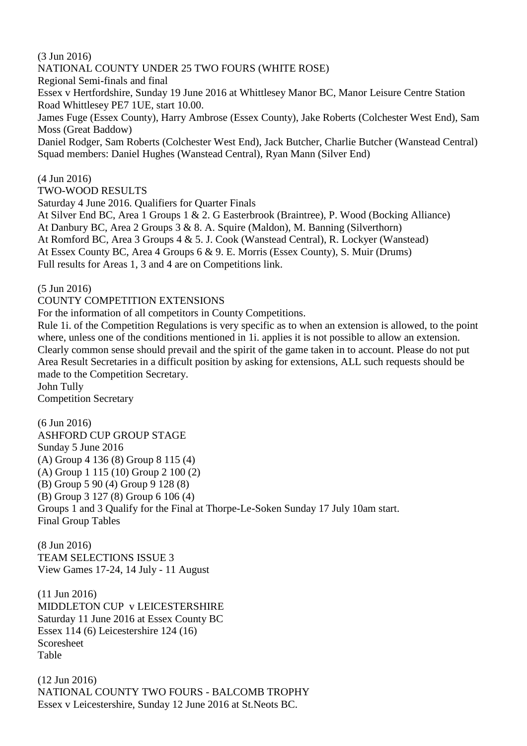(3 Jun 2016)
NATIONAL COUNTY UNDER 25 TWO FOURS (WHITE ROSE)
Regional Semi-finals and final
Essex v Hertfordshire, Sunday 19 June 2016 at Whittlesey Manor BC, Manor Leisure Centre Station Road Whittlesey PE7 1UE, start 10.00.
James Fuge (Essex County), Harry Ambrose (Essex County), Jake Roberts (Colchester West End), Sam Moss (Great Baddow)
Daniel Rodger, Sam Roberts (Colchester West End), Jack Butcher, Charlie Butcher (Wanstead Central)
Squad members: Daniel Hughes (Wanstead Central), Ryan Mann (Silver End)

(4 Jun 2016)
TWO-WOOD RESULTS
Saturday 4 June 2016. Qualifiers for Quarter Finals
At Silver End BC, Area 1 Groups 1 & 2. G Easterbrook (Braintree), P. Wood (Bocking Alliance)
At Danbury BC, Area 2 Groups 3 & 8. A. Squire (Maldon), M. Banning (Silverthorn)
At Romford BC, Area 3 Groups 4 & 5. J. Cook (Wanstead Central), R. Lockyer (Wanstead)
At Essex County BC, Area 4 Groups 6 & 9. E. Morris (Essex County), S. Muir (Drums)
Full results for Areas 1, 3 and 4 are on Competitions link.

(5 Jun 2016)
COUNTY COMPETITION EXTENSIONS
For the information of all competitors in County Competitions.
Rule 1i. of the Competition Regulations is very specific as to when an extension is allowed, to the point where, unless one of the conditions mentioned in 1i. applies it is not possible to allow an extension. Clearly common sense should prevail and the spirit of the game taken in to account. Please do not put Area Result Secretaries in a difficult position by asking for extensions, ALL such requests should be made to the Competition Secretary.
John Tully
Competition Secretary

(6 Jun 2016)
ASHFORD CUP GROUP STAGE
Sunday 5 June 2016
(A) Group 4 136 (8) Group 8 115 (4)
(A) Group 1 115 (10) Group 2 100 (2)
(B) Group 5 90 (4) Group 9 128 (8)
(B) Group 3 127 (8) Group 6 106 (4)
Groups 1 and 3 Qualify for the Final at Thorpe-Le-Soken Sunday 17 July 10am start.
Final Group Tables

(8 Jun 2016)
TEAM SELECTIONS ISSUE 3
View Games 17-24, 14 July - 11 August

(11 Jun 2016)
MIDDLETON CUP v LEICESTERSHIRE
Saturday 11 June 2016 at Essex County BC
Essex 114 (6) Leicestershire 124 (16)
Scoresheet
Table

(12 Jun 2016)
NATIONAL COUNTY TWO FOURS - BALCOMB TROPHY
Essex v Leicestershire, Sunday 12 June 2016 at St.Neots BC.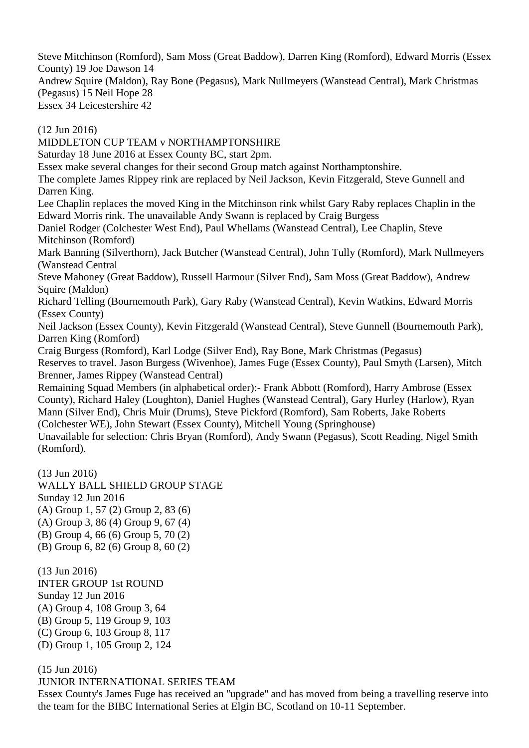Steve Mitchinson (Romford), Sam Moss (Great Baddow), Darren King (Romford), Edward Morris (Essex County) 19 Joe Dawson 14
Andrew Squire (Maldon), Ray Bone (Pegasus), Mark Nullmeyers (Wanstead Central), Mark Christmas (Pegasus) 15 Neil Hope 28
Essex 34 Leicestershire 42

(12 Jun 2016)
MIDDLETON CUP TEAM v NORTHAMPTONSHIRE
Saturday 18 June 2016 at Essex County BC, start 2pm.
Essex make several changes for their second Group match against Northamptonshire.
The complete James Rippey rink are replaced by Neil Jackson, Kevin Fitzgerald, Steve Gunnell and Darren King.
Lee Chaplin replaces the moved King in the Mitchinson rink whilst Gary Raby replaces Chaplin in the Edward Morris rink. The unavailable Andy Swann is replaced by Craig Burgess
Daniel Rodger (Colchester West End), Paul Whellams (Wanstead Central), Lee Chaplin, Steve Mitchinson (Romford)
Mark Banning (Silverthorn), Jack Butcher (Wanstead Central), John Tully (Romford), Mark Nullmeyers (Wanstead Central
Steve Mahoney (Great Baddow), Russell Harmour (Silver End), Sam Moss (Great Baddow), Andrew Squire (Maldon)
Richard Telling (Bournemouth Park), Gary Raby (Wanstead Central), Kevin Watkins, Edward Morris (Essex County)
Neil Jackson (Essex County), Kevin Fitzgerald (Wanstead Central), Steve Gunnell (Bournemouth Park), Darren King (Romford)
Craig Burgess (Romford), Karl Lodge (Silver End), Ray Bone, Mark Christmas (Pegasus)
Reserves to travel. Jason Burgess (Wivenhoe), James Fuge (Essex County), Paul Smyth (Larsen), Mitch Brenner, James Rippey (Wanstead Central)
Remaining Squad Members (in alphabetical order):- Frank Abbott (Romford), Harry Ambrose (Essex County), Richard Haley (Loughton), Daniel Hughes (Wanstead Central), Gary Hurley (Harlow), Ryan Mann (Silver End), Chris Muir (Drums), Steve Pickford (Romford), Sam Roberts, Jake Roberts (Colchester WE), John Stewart (Essex County), Mitchell Young (Springhouse)
Unavailable for selection: Chris Bryan (Romford), Andy Swann (Pegasus), Scott Reading, Nigel Smith (Romford).

(13 Jun 2016)
WALLY BALL SHIELD GROUP STAGE
Sunday 12 Jun 2016
(A) Group 1, 57 (2) Group 2, 83 (6)
(A) Group 3, 86 (4) Group 9, 67 (4)
(B) Group 4, 66 (6) Group 5, 70 (2)
(B) Group 6, 82 (6) Group 8, 60 (2)

(13 Jun 2016)
INTER GROUP 1st ROUND
Sunday 12 Jun 2016
(A) Group 4, 108 Group 3, 64
(B) Group 5, 119 Group 9, 103
(C) Group 6, 103 Group 8, 117
(D) Group 1, 105 Group 2, 124

(15 Jun 2016)
JUNIOR INTERNATIONAL SERIES TEAM
Essex County's James Fuge has received an "upgrade" and has moved from being a travelling reserve into the team for the BIBC International Series at Elgin BC, Scotland on 10-11 September.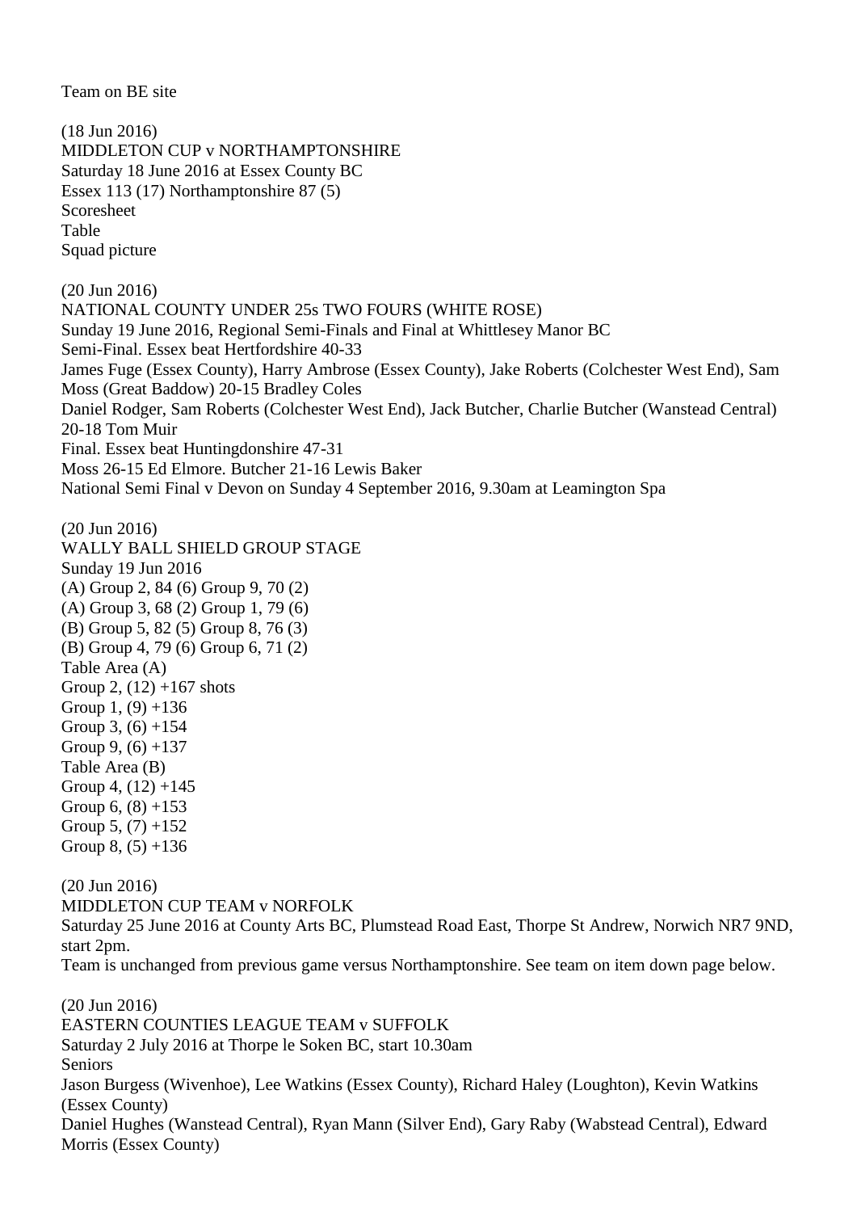Team on BE site

(18 Jun 2016)
MIDDLETON CUP v NORTHAMPTONSHIRE
Saturday 18 June 2016 at Essex County BC
Essex 113 (17) Northamptonshire 87 (5)
Scoresheet
Table
Squad picture

(20 Jun 2016)
NATIONAL COUNTY UNDER 25s TWO FOURS (WHITE ROSE)
Sunday 19 June 2016, Regional Semi-Finals and Final at Whittlesey Manor BC
Semi-Final. Essex beat Hertfordshire 40-33
James Fuge (Essex County), Harry Ambrose (Essex County), Jake Roberts (Colchester West End), Sam Moss (Great Baddow) 20-15 Bradley Coles
Daniel Rodger, Sam Roberts (Colchester West End), Jack Butcher, Charlie Butcher (Wanstead Central) 20-18 Tom Muir
Final. Essex beat Huntingdonshire 47-31
Moss 26-15 Ed Elmore. Butcher 21-16 Lewis Baker
National Semi Final v Devon on Sunday 4 September 2016, 9.30am at Leamington Spa

(20 Jun 2016)
WALLY BALL SHIELD GROUP STAGE
Sunday 19 Jun 2016
(A) Group 2, 84 (6) Group 9, 70 (2)
(A) Group 3, 68 (2) Group 1, 79 (6)
(B) Group 5, 82 (5) Group 8, 76 (3)
(B) Group 4, 79 (6) Group 6, 71 (2)
Table Area (A)
Group 2, (12) +167 shots
Group 1, (9) +136
Group 3, (6) +154
Group 9, (6) +137
Table Area (B)
Group 4, (12) +145
Group 6, (8) +153
Group 5, (7) +152
Group 8, (5) +136

(20 Jun 2016)
MIDDLETON CUP TEAM v NORFOLK
Saturday 25 June 2016 at County Arts BC, Plumstead Road East, Thorpe St Andrew, Norwich NR7 9ND, start 2pm.
Team is unchanged from previous game versus Northamptonshire. See team on item down page below.

(20 Jun 2016)
EASTERN COUNTIES LEAGUE TEAM v SUFFOLK
Saturday 2 July 2016 at Thorpe le Soken BC, start 10.30am
Seniors
Jason Burgess (Wivenhoe), Lee Watkins (Essex County), Richard Haley (Loughton), Kevin Watkins (Essex County)
Daniel Hughes (Wanstead Central), Ryan Mann (Silver End), Gary Raby (Wabstead Central), Edward Morris (Essex County)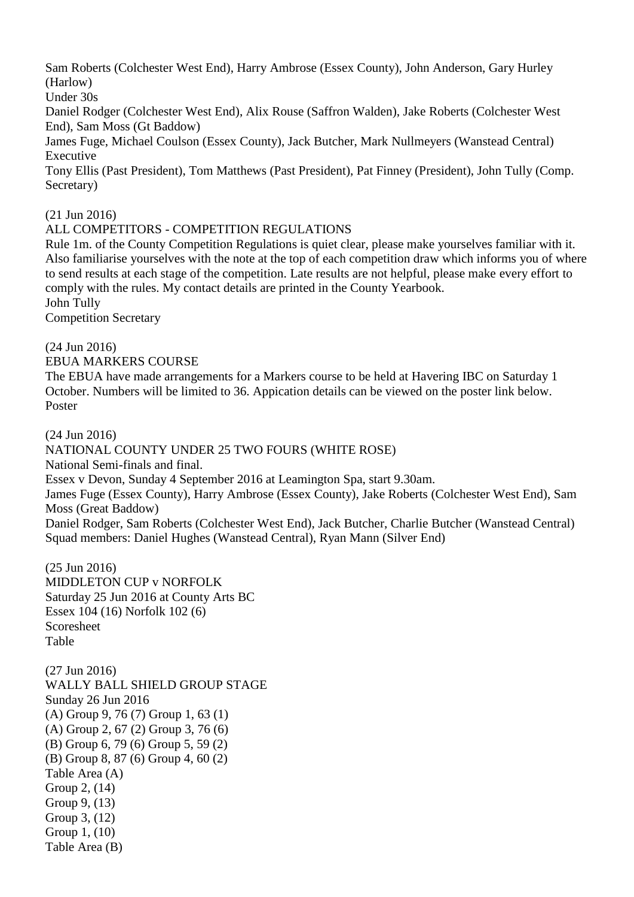Sam Roberts (Colchester West End), Harry Ambrose (Essex County), John Anderson, Gary Hurley (Harlow)

Under 30s

Daniel Rodger (Colchester West End), Alix Rouse (Saffron Walden), Jake Roberts (Colchester West End), Sam Moss (Gt Baddow)

James Fuge, Michael Coulson (Essex County), Jack Butcher, Mark Nullmeyers (Wanstead Central)

Executive

Tony Ellis (Past President), Tom Matthews (Past President), Pat Finney (President), John Tully (Comp. Secretary)

(21 Jun 2016)

ALL COMPETITORS - COMPETITION REGULATIONS

Rule 1m. of the County Competition Regulations is quiet clear, please make yourselves familiar with it. Also familiarise yourselves with the note at the top of each competition draw which informs you of where to send results at each stage of the competition. Late results are not helpful, please make every effort to comply with the rules. My contact details are printed in the County Yearbook.

John Tully

Competition Secretary

(24 Jun 2016)

EBUA MARKERS COURSE

The EBUA have made arrangements for a Markers course to be held at Havering IBC on Saturday 1 October. Numbers will be limited to 36. Appication details can be viewed on the poster link below.

Poster

(24 Jun 2016)

NATIONAL COUNTY UNDER 25 TWO FOURS (WHITE ROSE)

National Semi-finals and final.

Essex v Devon, Sunday 4 September 2016 at Leamington Spa, start 9.30am.

James Fuge (Essex County), Harry Ambrose (Essex County), Jake Roberts (Colchester West End), Sam Moss (Great Baddow)

Daniel Rodger, Sam Roberts (Colchester West End), Jack Butcher, Charlie Butcher (Wanstead Central)

Squad members: Daniel Hughes (Wanstead Central), Ryan Mann (Silver End)

(25 Jun 2016)

MIDDLETON CUP v NORFOLK

Saturday 25 Jun 2016 at County Arts BC

Essex 104 (16) Norfolk 102 (6)

Scoresheet

Table

(27 Jun 2016)

WALLY BALL SHIELD GROUP STAGE

Sunday 26 Jun 2016

(A) Group 9, 76 (7) Group 1, 63 (1)

(A) Group 2, 67 (2) Group 3, 76 (6)

(B) Group 6, 79 (6) Group 5, 59 (2)

(B) Group 8, 87 (6) Group 4, 60 (2)

Table Area (A)

Group 2, (14)

Group 9, (13)

Group 3, (12)

Group 1, (10)

Table Area (B)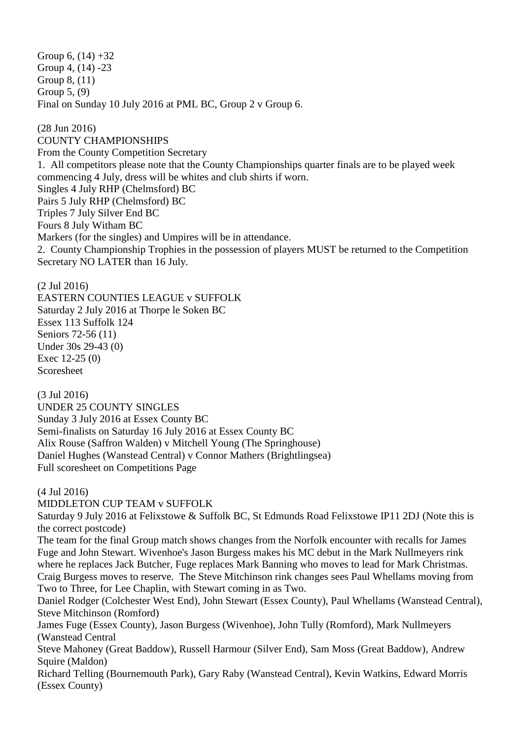Group 6, (14) +32
Group 4, (14) -23
Group 8, (11)
Group 5, (9)
Final on Sunday 10 July 2016 at PML BC, Group 2 v Group 6.

(28 Jun 2016)
COUNTY CHAMPIONSHIPS
From the County Competition Secretary
1. All competitors please note that the County Championships quarter finals are to be played week commencing 4 July, dress will be whites and club shirts if worn.
Singles 4 July RHP (Chelmsford) BC
Pairs 5 July RHP (Chelmsford) BC
Triples 7 July Silver End BC
Fours 8 July Witham BC
Markers (for the singles) and Umpires will be in attendance.
2. County Championship Trophies in the possession of players MUST be returned to the Competition Secretary NO LATER than 16 July.

(2 Jul 2016)
EASTERN COUNTIES LEAGUE v SUFFOLK
Saturday 2 July 2016 at Thorpe le Soken BC
Essex 113 Suffolk 124
Seniors 72-56 (11)
Under 30s 29-43 (0)
Exec 12-25 (0)
Scoresheet

(3 Jul 2016)
UNDER 25 COUNTY SINGLES
Sunday 3 July 2016 at Essex County BC
Semi-finalists on Saturday 16 July 2016 at Essex County BC
Alix Rouse (Saffron Walden) v Mitchell Young (The Springhouse)
Daniel Hughes (Wanstead Central) v Connor Mathers (Brightlingsea)
Full scoresheet on Competitions Page

(4 Jul 2016)
MIDDLETON CUP TEAM v SUFFOLK
Saturday 9 July 2016 at Felixstowe & Suffolk BC, St Edmunds Road Felixstowe IP11 2DJ (Note this is the correct postcode)
The team for the final Group match shows changes from the Norfolk encounter with recalls for James Fuge and John Stewart. Wivenhoe's Jason Burgess makes his MC debut in the Mark Nullmeyers rink where he replaces Jack Butcher, Fuge replaces Mark Banning who moves to lead for Mark Christmas. Craig Burgess moves to reserve. The Steve Mitchinson rink changes sees Paul Whellams moving from Two to Three, for Lee Chaplin, with Stewart coming in as Two.
Daniel Rodger (Colchester West End), John Stewart (Essex County), Paul Whellams (Wanstead Central), Steve Mitchinson (Romford)
James Fuge (Essex County), Jason Burgess (Wivenhoe), John Tully (Romford), Mark Nullmeyers (Wanstead Central
Steve Mahoney (Great Baddow), Russell Harmour (Silver End), Sam Moss (Great Baddow), Andrew Squire (Maldon)
Richard Telling (Bournemouth Park), Gary Raby (Wanstead Central), Kevin Watkins, Edward Morris (Essex County)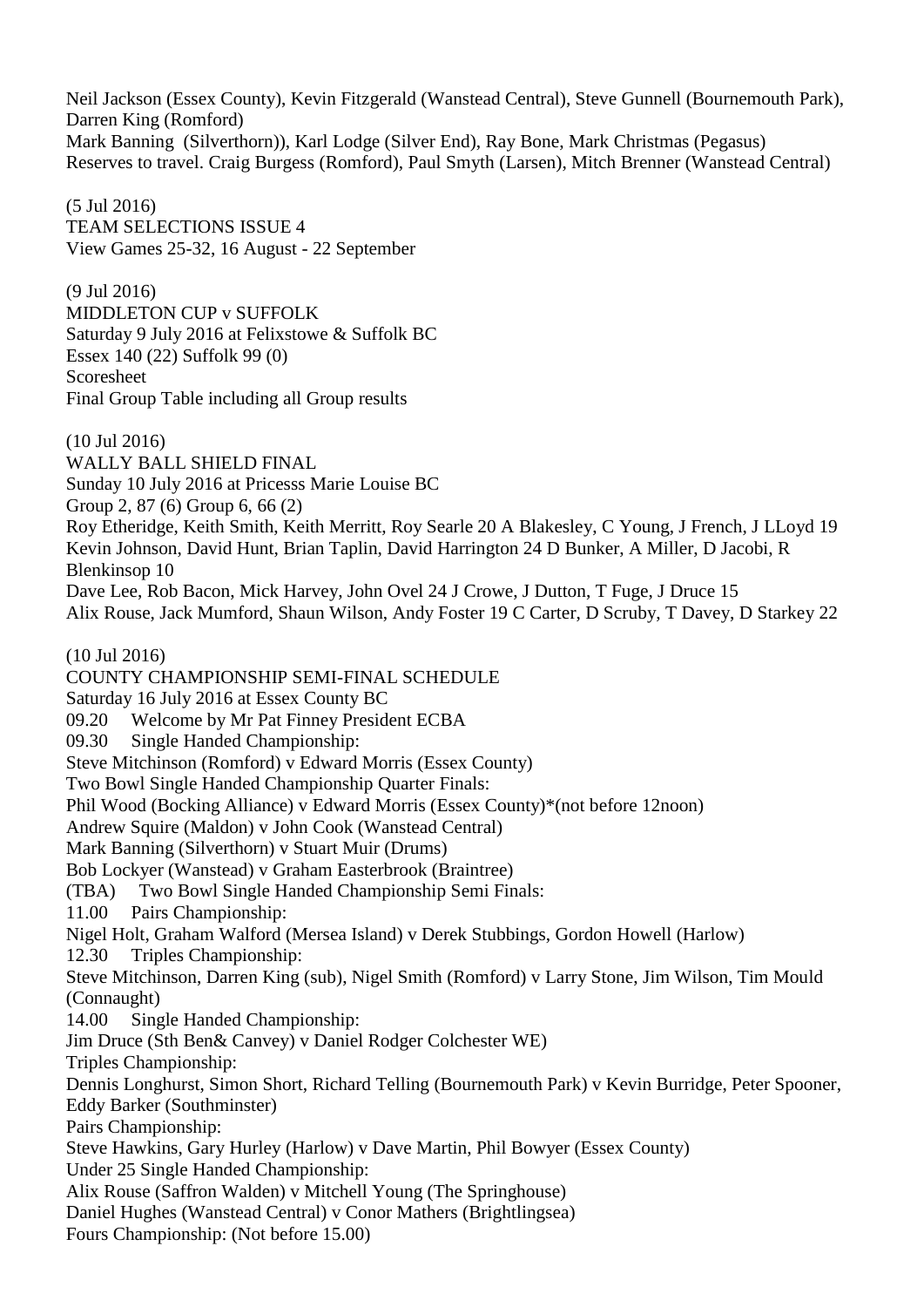Neil Jackson (Essex County), Kevin Fitzgerald (Wanstead Central), Steve Gunnell (Bournemouth Park), Darren King (Romford)
Mark Banning (Silverthorn)), Karl Lodge (Silver End), Ray Bone, Mark Christmas (Pegasus)
Reserves to travel. Craig Burgess (Romford), Paul Smyth (Larsen), Mitch Brenner (Wanstead Central)

(5 Jul 2016)
TEAM SELECTIONS ISSUE 4
View Games 25-32, 16 August - 22 September

(9 Jul 2016)
MIDDLETON CUP v SUFFOLK
Saturday 9 July 2016 at Felixstowe & Suffolk BC
Essex 140 (22) Suffolk 99 (0)
Scoresheet
Final Group Table including all Group results

(10 Jul 2016)
WALLY BALL SHIELD FINAL
Sunday 10 July 2016 at Pricesss Marie Louise BC
Group 2, 87 (6) Group 6, 66 (2)
Roy Etheridge, Keith Smith, Keith Merritt, Roy Searle 20 A Blakesley, C Young, J French, J LLoyd 19
Kevin Johnson, David Hunt, Brian Taplin, David Harrington 24 D Bunker, A Miller, D Jacobi, R Blenkinsop 10
Dave Lee, Rob Bacon, Mick Harvey, John Ovel 24 J Crowe, J Dutton, T Fuge, J Druce 15
Alix Rouse, Jack Mumford, Shaun Wilson, Andy Foster 19 C Carter, D Scruby, T Davey, D Starkey 22

(10 Jul 2016)
COUNTY CHAMPIONSHIP SEMI-FINAL SCHEDULE
Saturday 16 July 2016 at Essex County BC
09.20 Welcome by Mr Pat Finney President ECBA
09.30 Single Handed Championship:
Steve Mitchinson (Romford) v Edward Morris (Essex County)
Two Bowl Single Handed Championship Quarter Finals:
Phil Wood (Bocking Alliance) v Edward Morris (Essex County)*(not before 12noon)
Andrew Squire (Maldon) v John Cook (Wanstead Central)
Mark Banning (Silverthorn) v Stuart Muir (Drums)
Bob Lockyer (Wanstead) v Graham Easterbrook (Braintree)
(TBA) Two Bowl Single Handed Championship Semi Finals:
11.00 Pairs Championship:
Nigel Holt, Graham Walford (Mersea Island) v Derek Stubbings, Gordon Howell (Harlow)
12.30 Triples Championship:
Steve Mitchinson, Darren King (sub), Nigel Smith (Romford) v Larry Stone, Jim Wilson, Tim Mould (Connaught)
14.00 Single Handed Championship:
Jim Druce (Sth Ben& Canvey) v Daniel Rodger Colchester WE)
Triples Championship:
Dennis Longhurst, Simon Short, Richard Telling (Bournemouth Park) v Kevin Burridge, Peter Spooner, Eddy Barker (Southminster)
Pairs Championship:
Steve Hawkins, Gary Hurley (Harlow) v Dave Martin, Phil Bowyer (Essex County)
Under 25 Single Handed Championship:
Alix Rouse (Saffron Walden) v Mitchell Young (The Springhouse)
Daniel Hughes (Wanstead Central) v Conor Mathers (Brightlingsea)
Fours Championship: (Not before 15.00)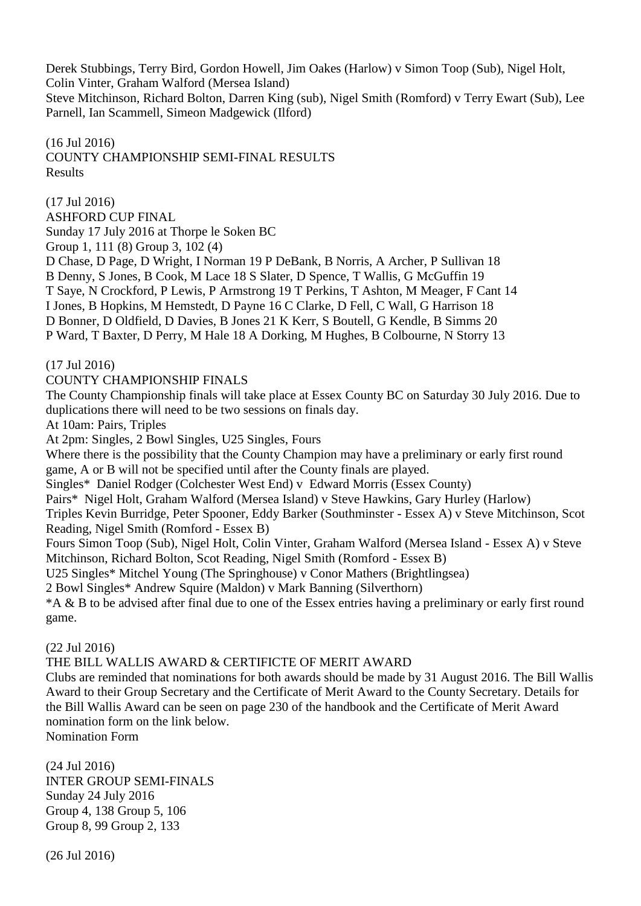Derek Stubbings, Terry Bird, Gordon Howell, Jim Oakes (Harlow) v Simon Toop (Sub), Nigel Holt, Colin Vinter, Graham Walford (Mersea Island)
Steve Mitchinson, Richard Bolton, Darren King (sub), Nigel Smith (Romford) v Terry Ewart (Sub), Lee Parnell, Ian Scammell, Simeon Madgewick (Ilford)

(16 Jul 2016)
COUNTY CHAMPIONSHIP SEMI-FINAL RESULTS
Results

(17 Jul 2016)
ASHFORD CUP FINAL
Sunday 17 July 2016 at Thorpe le Soken BC
Group 1, 111 (8) Group 3, 102 (4)
D Chase, D Page, D Wright, I Norman 19 P DeBank, B Norris, A Archer, P Sullivan 18
B Denny, S Jones, B Cook, M Lace 18 S Slater, D Spence, T Wallis, G McGuffin 19
T Saye, N Crockford, P Lewis, P Armstrong 19 T Perkins, T Ashton, M Meager, F Cant 14
I Jones, B Hopkins, M Hemstedt, D Payne 16 C Clarke, D Fell, C Wall, G Harrison 18
D Bonner, D Oldfield, D Davies, B Jones 21 K Kerr, S Boutell, G Kendle, B Simms 20
P Ward, T Baxter, D Perry, M Hale 18 A Dorking, M Hughes, B Colbourne, N Storry 13

(17 Jul 2016)
COUNTY CHAMPIONSHIP FINALS
The County Championship finals will take place at Essex County BC on Saturday 30 July 2016. Due to duplications there will need to be two sessions on finals day.
At 10am: Pairs, Triples
At 2pm: Singles, 2 Bowl Singles, U25 Singles, Fours
Where there is the possibility that the County Champion may have a preliminary or early first round game, A or B will not be specified until after the County finals are played.
Singles* Daniel Rodger (Colchester West End) v Edward Morris (Essex County)
Pairs* Nigel Holt, Graham Walford (Mersea Island) v Steve Hawkins, Gary Hurley (Harlow)
Triples Kevin Burridge, Peter Spooner, Eddy Barker (Southminster - Essex A) v Steve Mitchinson, Scot Reading, Nigel Smith (Romford - Essex B)
Fours Simon Toop (Sub), Nigel Holt, Colin Vinter, Graham Walford (Mersea Island - Essex A) v Steve Mitchinson, Richard Bolton, Scot Reading, Nigel Smith (Romford - Essex B)
U25 Singles* Mitchel Young (The Springhouse) v Conor Mathers (Brightlingsea)
2 Bowl Singles* Andrew Squire (Maldon) v Mark Banning (Silverthorn)
*A & B to be advised after final due to one of the Essex entries having a preliminary or early first round game.

(22 Jul 2016)
THE BILL WALLIS AWARD & CERTIFICTE OF MERIT AWARD
Clubs are reminded that nominations for both awards should be made by 31 August 2016. The Bill Wallis Award to their Group Secretary and the Certificate of Merit Award to the County Secretary. Details for the Bill Wallis Award can be seen on page 230 of the handbook and the Certificate of Merit Award nomination form on the link below.
Nomination Form

(24 Jul 2016)
INTER GROUP SEMI-FINALS
Sunday 24 July 2016
Group 4, 138 Group 5, 106
Group 8, 99 Group 2, 133

(26 Jul 2016)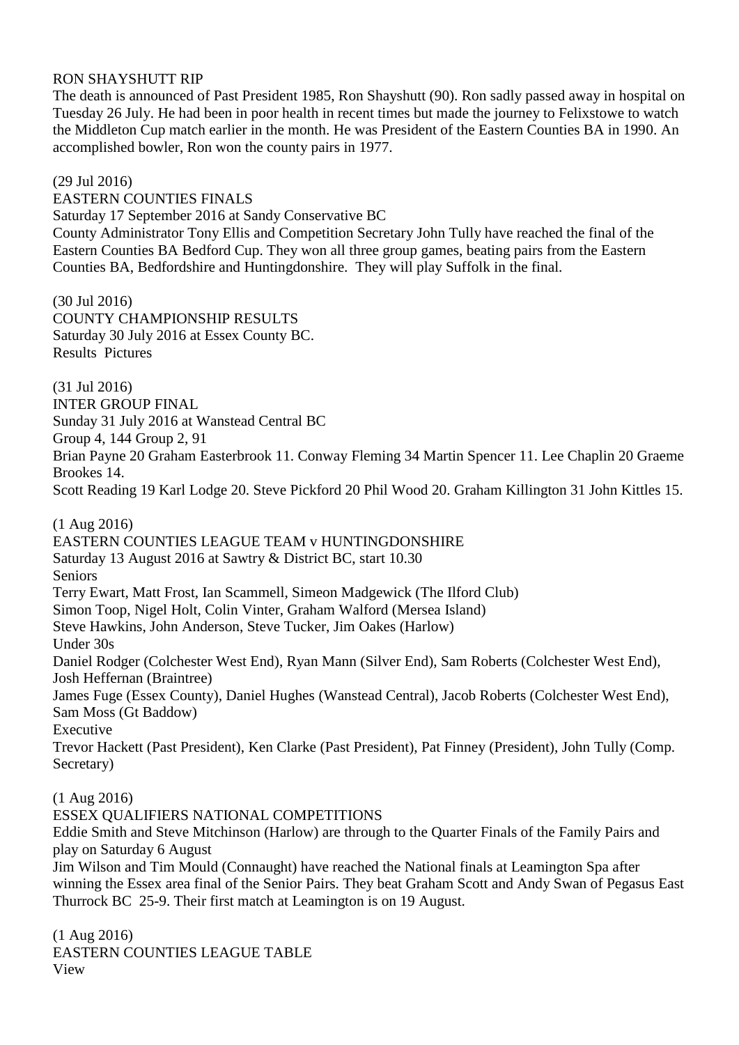RON SHAYSHUTT RIP

The death is announced of Past President 1985, Ron Shayshutt (90). Ron sadly passed away in hospital on Tuesday 26 July. He had been in poor health in recent times but made the journey to Felixstowe to watch the Middleton Cup match earlier in the month. He was President of the Eastern Counties BA in 1990. An accomplished bowler, Ron won the county pairs in 1977.

(29 Jul 2016)

EASTERN COUNTIES FINALS

Saturday 17 September 2016 at Sandy Conservative BC

County Administrator Tony Ellis and Competition Secretary John Tully have reached the final of the Eastern Counties BA Bedford Cup. They won all three group games, beating pairs from the Eastern Counties BA, Bedfordshire and Huntingdonshire. They will play Suffolk in the final.

(30 Jul 2016)

COUNTY CHAMPIONSHIP RESULTS

Saturday 30 July 2016 at Essex County BC.

Results Pictures

(31 Jul 2016)

INTER GROUP FINAL

Sunday 31 July 2016 at Wanstead Central BC

Group 4, 144 Group 2, 91

Brian Payne 20 Graham Easterbrook 11. Conway Fleming 34 Martin Spencer 11. Lee Chaplin 20 Graeme Brookes 14.

Scott Reading 19 Karl Lodge 20. Steve Pickford 20 Phil Wood 20. Graham Killington 31 John Kittles 15.

(1 Aug 2016)

EASTERN COUNTIES LEAGUE TEAM v HUNTINGDONSHIRE

Saturday 13 August 2016 at Sawtry & District BC, start 10.30

Seniors

Terry Ewart, Matt Frost, Ian Scammell, Simeon Madgewick (The Ilford Club)

Simon Toop, Nigel Holt, Colin Vinter, Graham Walford (Mersea Island)

Steve Hawkins, John Anderson, Steve Tucker, Jim Oakes (Harlow)

Under 30s

Daniel Rodger (Colchester West End), Ryan Mann (Silver End), Sam Roberts (Colchester West End), Josh Heffernan (Braintree)

James Fuge (Essex County), Daniel Hughes (Wanstead Central), Jacob Roberts (Colchester West End), Sam Moss (Gt Baddow)

Executive

Trevor Hackett (Past President), Ken Clarke (Past President), Pat Finney (President), John Tully (Comp. Secretary)

(1 Aug 2016)

ESSEX QUALIFIERS NATIONAL COMPETITIONS

Eddie Smith and Steve Mitchinson (Harlow) are through to the Quarter Finals of the Family Pairs and play on Saturday 6 August

Jim Wilson and Tim Mould (Connaught) have reached the National finals at Leamington Spa after winning the Essex area final of the Senior Pairs. They beat Graham Scott and Andy Swan of Pegasus East Thurrock BC 25-9. Their first match at Leamington is on 19 August.

(1 Aug 2016)

EASTERN COUNTIES LEAGUE TABLE

View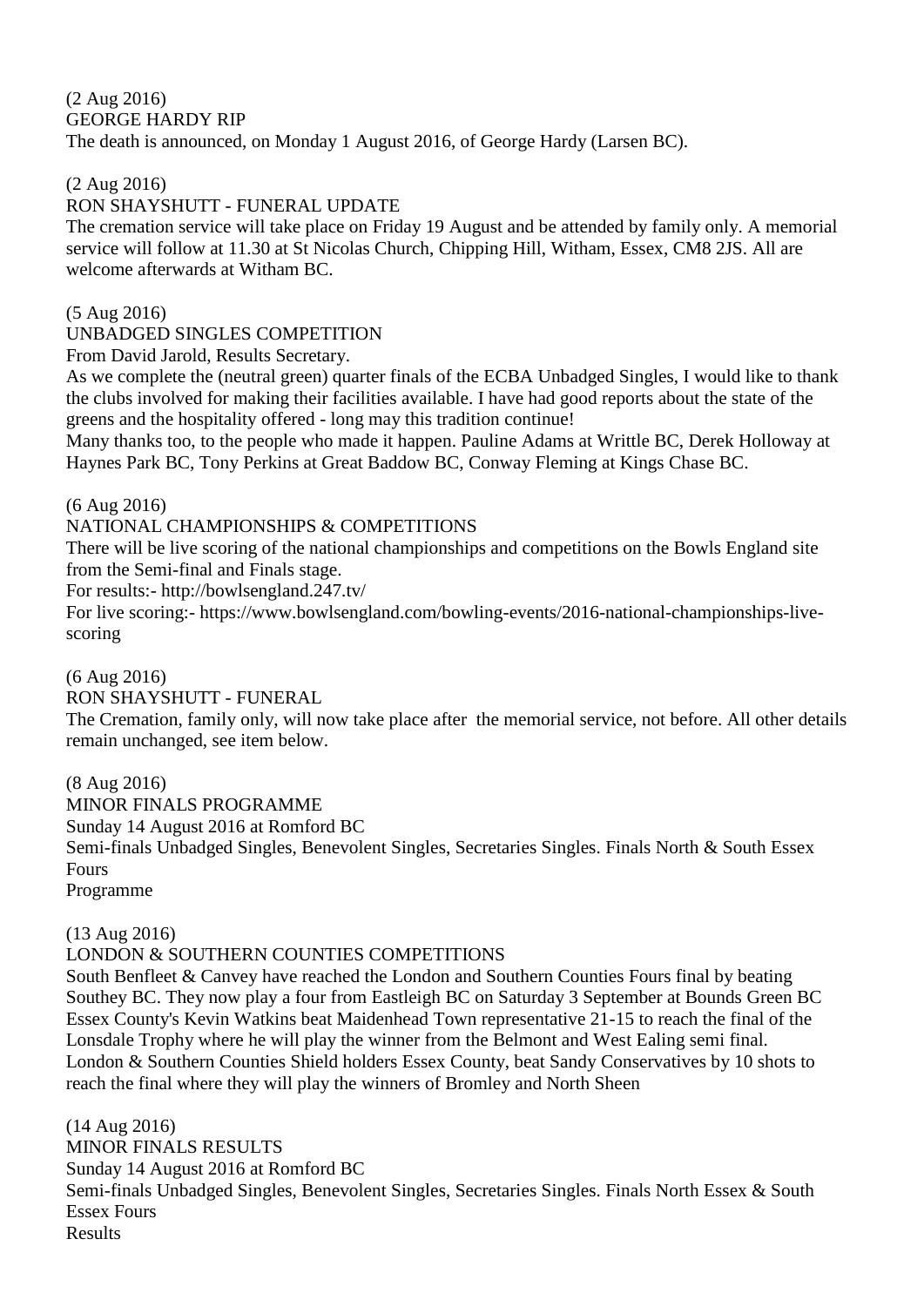(2 Aug 2016)
GEORGE HARDY RIP
The death is announced, on Monday 1 August 2016, of George Hardy (Larsen BC).

(2 Aug 2016)
RON SHAYSHUTT - FUNERAL UPDATE
The cremation service will take place on Friday 19 August and be attended by family only. A memorial service will follow at 11.30 at St Nicolas Church, Chipping Hill, Witham, Essex, CM8 2JS. All are welcome afterwards at Witham BC.

(5 Aug 2016)
UNBADGED SINGLES COMPETITION
From David Jarold, Results Secretary.
As we complete the (neutral green) quarter finals of the ECBA Unbadged Singles, I would like to thank the clubs involved for making their facilities available. I have had good reports about the state of the greens and the hospitality offered - long may this tradition continue!
Many thanks too, to the people who made it happen. Pauline Adams at Writtle BC, Derek Holloway at Haynes Park BC, Tony Perkins at Great Baddow BC, Conway Fleming at Kings Chase BC.

(6 Aug 2016)
NATIONAL CHAMPIONSHIPS & COMPETITIONS
There will be live scoring of the national championships and competitions on the Bowls England site from the Semi-final and Finals stage.
For results:- http://bowlsengland.247.tv/
For live scoring:- https://www.bowlsengland.com/bowling-events/2016-national-championships-live-scoring

(6 Aug 2016)
RON SHAYSHUTT - FUNERAL
The Cremation, family only, will now take place after the memorial service, not before. All other details remain unchanged, see item below.

(8 Aug 2016)
MINOR FINALS PROGRAMME
Sunday 14 August 2016 at Romford BC
Semi-finals Unbadged Singles, Benevolent Singles, Secretaries Singles. Finals North & South Essex Fours
Programme

(13 Aug 2016)
LONDON & SOUTHERN COUNTIES COMPETITIONS
South Benfleet & Canvey have reached the London and Southern Counties Fours final by beating Southey BC. They now play a four from Eastleigh BC on Saturday 3 September at Bounds Green BC
Essex County's Kevin Watkins beat Maidenhead Town representative 21-15 to reach the final of the Lonsdale Trophy where he will play the winner from the Belmont and West Ealing semi final.
London & Southern Counties Shield holders Essex County, beat Sandy Conservatives by 10 shots to reach the final where they will play the winners of Bromley and North Sheen

(14 Aug 2016)
MINOR FINALS RESULTS
Sunday 14 August 2016 at Romford BC
Semi-finals Unbadged Singles, Benevolent Singles, Secretaries Singles. Finals North Essex & South Essex Fours
Results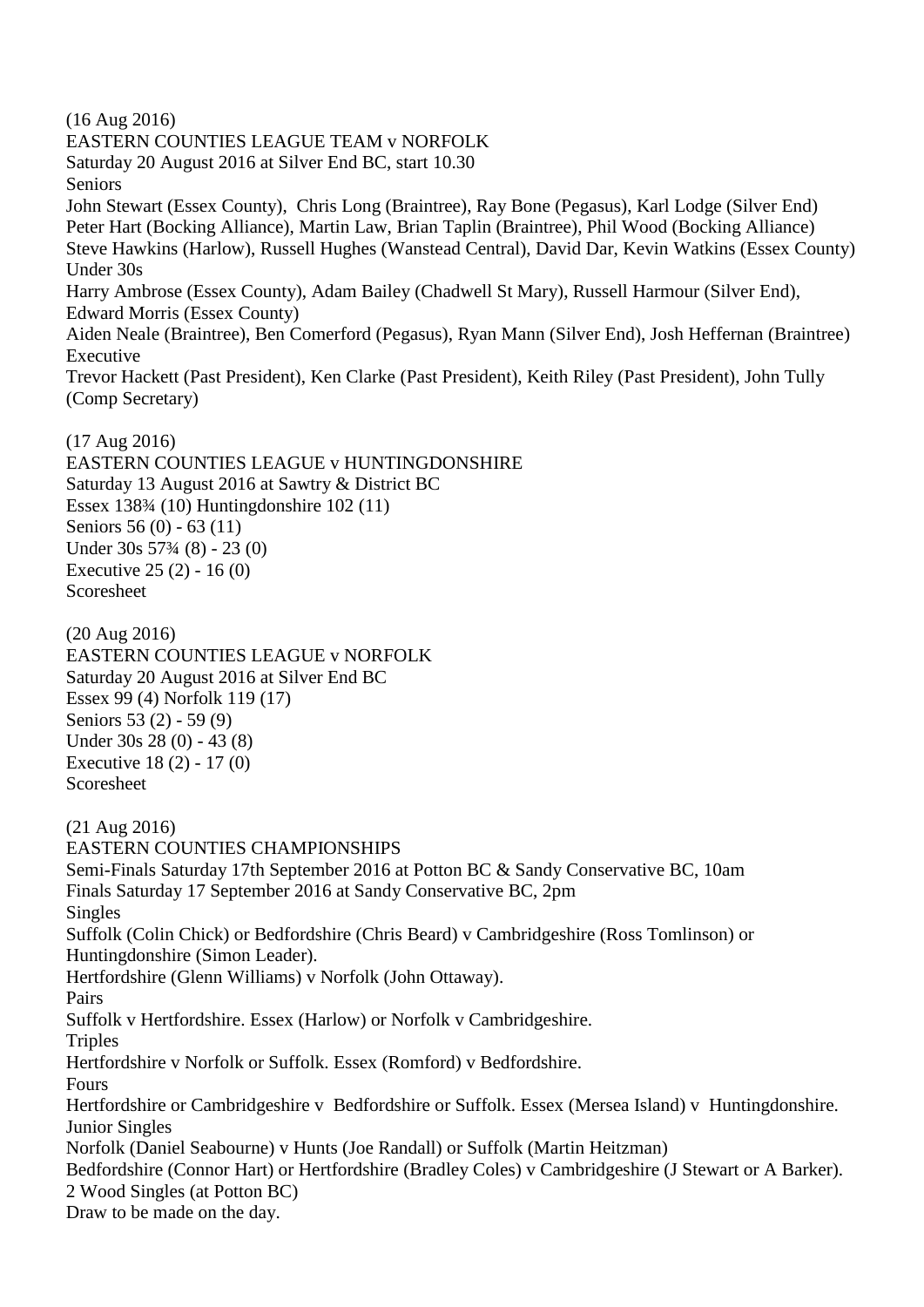(16 Aug 2016)
EASTERN COUNTIES LEAGUE TEAM v NORFOLK
Saturday 20 August 2016 at Silver End BC, start 10.30
Seniors
John Stewart (Essex County), Chris Long (Braintree), Ray Bone (Pegasus), Karl Lodge (Silver End)
Peter Hart (Bocking Alliance), Martin Law, Brian Taplin (Braintree), Phil Wood (Bocking Alliance)
Steve Hawkins (Harlow), Russell Hughes (Wanstead Central), David Dar, Kevin Watkins (Essex County)
Under 30s
Harry Ambrose (Essex County), Adam Bailey (Chadwell St Mary), Russell Harmour (Silver End), Edward Morris (Essex County)
Aiden Neale (Braintree), Ben Comerford (Pegasus), Ryan Mann (Silver End), Josh Heffernan (Braintree)
Executive
Trevor Hackett (Past President), Ken Clarke (Past President), Keith Riley (Past President), John Tully (Comp Secretary)

(17 Aug 2016)
EASTERN COUNTIES LEAGUE v HUNTINGDONSHIRE
Saturday 13 August 2016 at Sawtry & District BC
Essex 138¾ (10) Huntingdonshire 102 (11)
Seniors 56 (0) - 63 (11)
Under 30s 57¾ (8) - 23 (0)
Executive 25 (2) - 16 (0)
Scoresheet

(20 Aug 2016)
EASTERN COUNTIES LEAGUE v NORFOLK
Saturday 20 August 2016 at Silver End BC
Essex 99 (4) Norfolk 119 (17)
Seniors 53 (2) - 59 (9)
Under 30s 28 (0) - 43 (8)
Executive 18 (2) - 17 (0)
Scoresheet

(21 Aug 2016)
EASTERN COUNTIES CHAMPIONSHIPS
Semi-Finals Saturday 17th September 2016 at Potton BC & Sandy Conservative BC, 10am
Finals Saturday 17 September 2016 at Sandy Conservative BC, 2pm
Singles
Suffolk (Colin Chick) or Bedfordshire (Chris Beard) v Cambridgeshire (Ross Tomlinson) or Huntingdonshire (Simon Leader).
Hertfordshire (Glenn Williams) v Norfolk (John Ottaway).
Pairs
Suffolk v Hertfordshire. Essex (Harlow) or Norfolk v Cambridgeshire.
Triples
Hertfordshire v Norfolk or Suffolk. Essex (Romford) v Bedfordshire.
Fours
Hertfordshire or Cambridgeshire v Bedfordshire or Suffolk. Essex (Mersea Island) v Huntingdonshire.
Junior Singles
Norfolk (Daniel Seabourne) v Hunts (Joe Randall) or Suffolk (Martin Heitzman)
Bedfordshire (Connor Hart) or Hertfordshire (Bradley Coles) v Cambridgeshire (J Stewart or A Barker).
2 Wood Singles (at Potton BC)
Draw to be made on the day.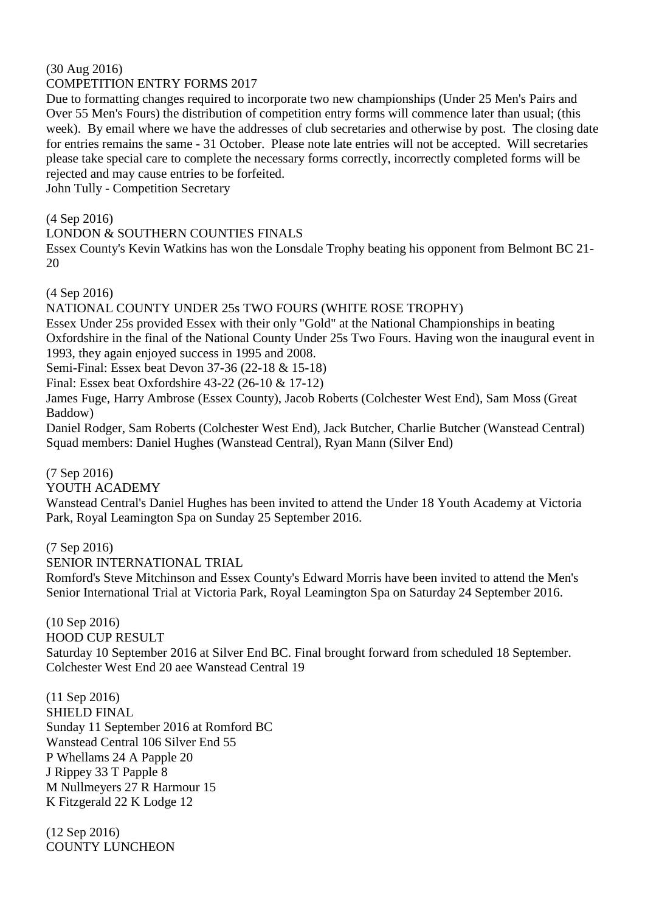(30 Aug 2016)
COMPETITION ENTRY FORMS 2017
Due to formatting changes required to incorporate two new championships (Under 25 Men's Pairs and Over 55 Men's Fours) the distribution of competition entry forms will commence later than usual; (this week). By email where we have the addresses of club secretaries and otherwise by post. The closing date for entries remains the same - 31 October. Please note late entries will not be accepted. Will secretaries please take special care to complete the necessary forms correctly, incorrectly completed forms will be rejected and may cause entries to be forfeited.
John Tully - Competition Secretary

(4 Sep 2016)
LONDON & SOUTHERN COUNTIES FINALS
Essex County's Kevin Watkins has won the Lonsdale Trophy beating his opponent from Belmont BC 21-20

(4 Sep 2016)
NATIONAL COUNTY UNDER 25s TWO FOURS (WHITE ROSE TROPHY)
Essex Under 25s provided Essex with their only "Gold" at the National Championships in beating Oxfordshire in the final of the National County Under 25s Two Fours. Having won the inaugural event in 1993, they again enjoyed success in 1995 and 2008.
Semi-Final: Essex beat Devon 37-36 (22-18 & 15-18)
Final: Essex beat Oxfordshire 43-22 (26-10 & 17-12)
James Fuge, Harry Ambrose (Essex County), Jacob Roberts (Colchester West End), Sam Moss (Great Baddow)
Daniel Rodger, Sam Roberts (Colchester West End), Jack Butcher, Charlie Butcher (Wanstead Central)
Squad members: Daniel Hughes (Wanstead Central), Ryan Mann (Silver End)

(7 Sep 2016)
YOUTH ACADEMY
Wanstead Central's Daniel Hughes has been invited to attend the Under 18 Youth Academy at Victoria Park, Royal Leamington Spa on Sunday 25 September 2016.

(7 Sep 2016)
SENIOR INTERNATIONAL TRIAL
Romford's Steve Mitchinson and Essex County's Edward Morris have been invited to attend the Men's Senior International Trial at Victoria Park, Royal Leamington Spa on Saturday 24 September 2016.

(10 Sep 2016)
HOOD CUP RESULT
Saturday 10 September 2016 at Silver End BC. Final brought forward from scheduled 18 September.
Colchester West End 20 aee Wanstead Central 19

(11 Sep 2016)
SHIELD FINAL
Sunday 11 September 2016 at Romford BC
Wanstead Central 106 Silver End 55
P Whellams 24 A Papple 20
J Rippey 33 T Papple 8
M Nullmeyers 27 R Harmour 15
K Fitzgerald 22 K Lodge 12

(12 Sep 2016)
COUNTY LUNCHEON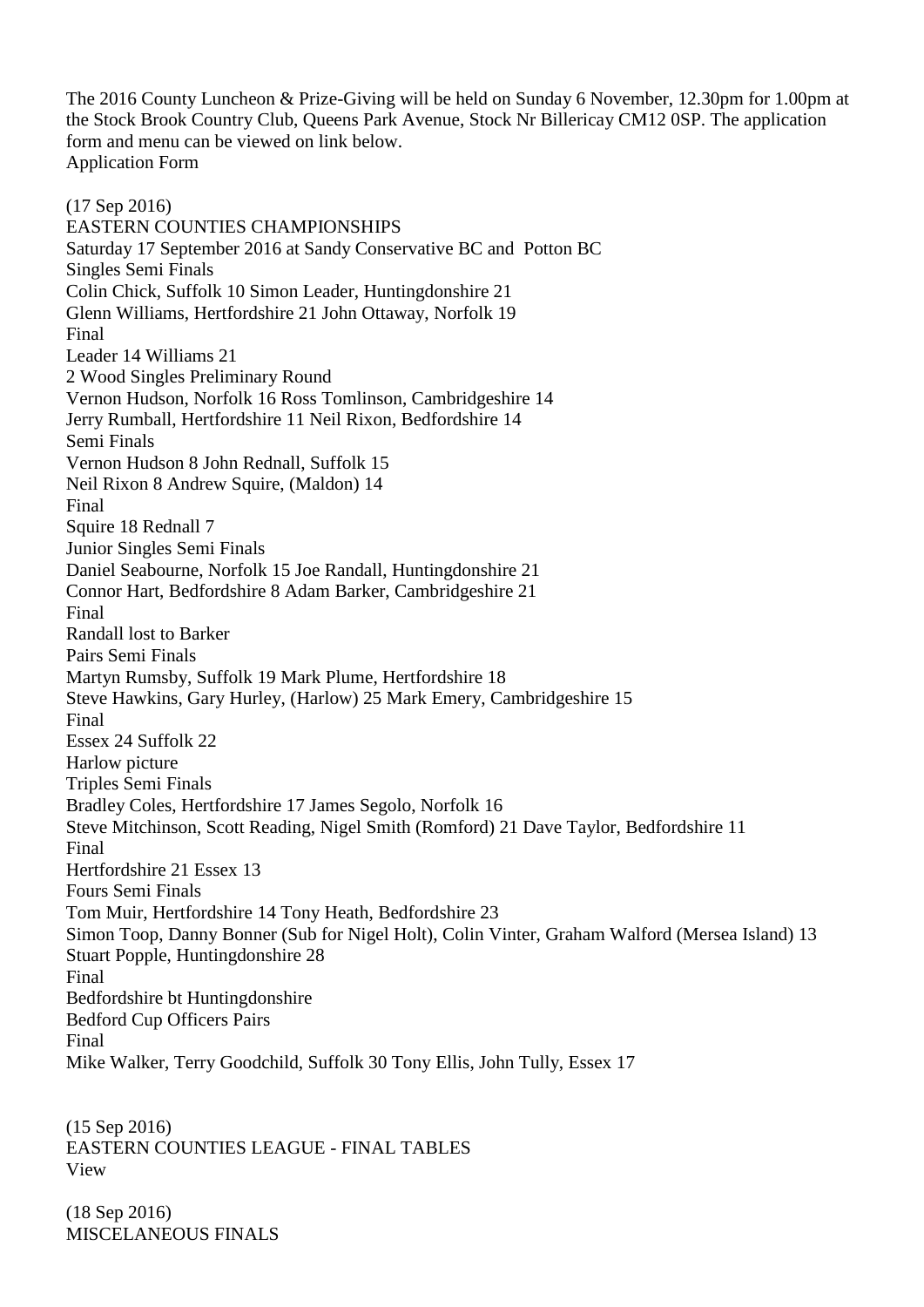The 2016 County Luncheon & Prize-Giving will be held on Sunday 6 November, 12.30pm for 1.00pm at the Stock Brook Country Club, Queens Park Avenue, Stock Nr Billericay CM12 0SP. The application form and menu can be viewed on link below.
Application Form

(17 Sep 2016)
EASTERN COUNTIES CHAMPIONSHIPS
Saturday 17 September 2016 at Sandy Conservative BC and Potton BC
Singles Semi Finals
Colin Chick, Suffolk 10 Simon Leader, Huntingdonshire 21
Glenn Williams, Hertfordshire 21 John Ottaway, Norfolk 19
Final
Leader 14 Williams 21
2 Wood Singles Preliminary Round
Vernon Hudson, Norfolk 16 Ross Tomlinson, Cambridgeshire 14
Jerry Rumball, Hertfordshire 11 Neil Rixon, Bedfordshire 14
Semi Finals
Vernon Hudson 8 John Rednall, Suffolk 15
Neil Rixon 8 Andrew Squire, (Maldon) 14
Final
Squire 18 Rednall 7
Junior Singles Semi Finals
Daniel Seabourne, Norfolk 15 Joe Randall, Huntingdonshire 21
Connor Hart, Bedfordshire 8 Adam Barker, Cambridgeshire 21
Final
Randall lost to Barker
Pairs Semi Finals
Martyn Rumsby, Suffolk 19 Mark Plume, Hertfordshire 18
Steve Hawkins, Gary Hurley, (Harlow) 25 Mark Emery, Cambridgeshire 15
Final
Essex 24 Suffolk 22
Harlow picture
Triples Semi Finals
Bradley Coles, Hertfordshire 17 James Segolo, Norfolk 16
Steve Mitchinson, Scott Reading, Nigel Smith (Romford) 21 Dave Taylor, Bedfordshire 11
Final
Hertfordshire 21 Essex 13
Fours Semi Finals
Tom Muir, Hertfordshire 14 Tony Heath, Bedfordshire 23
Simon Toop, Danny Bonner (Sub for Nigel Holt), Colin Vinter, Graham Walford (Mersea Island) 13
Stuart Popple, Huntingdonshire 28
Final
Bedfordshire bt Huntingdonshire
Bedford Cup Officers Pairs
Final
Mike Walker, Terry Goodchild, Suffolk 30 Tony Ellis, John Tully, Essex 17

(15 Sep 2016)
EASTERN COUNTIES LEAGUE - FINAL TABLES
View

(18 Sep 2016)
MISCELANEOUS FINALS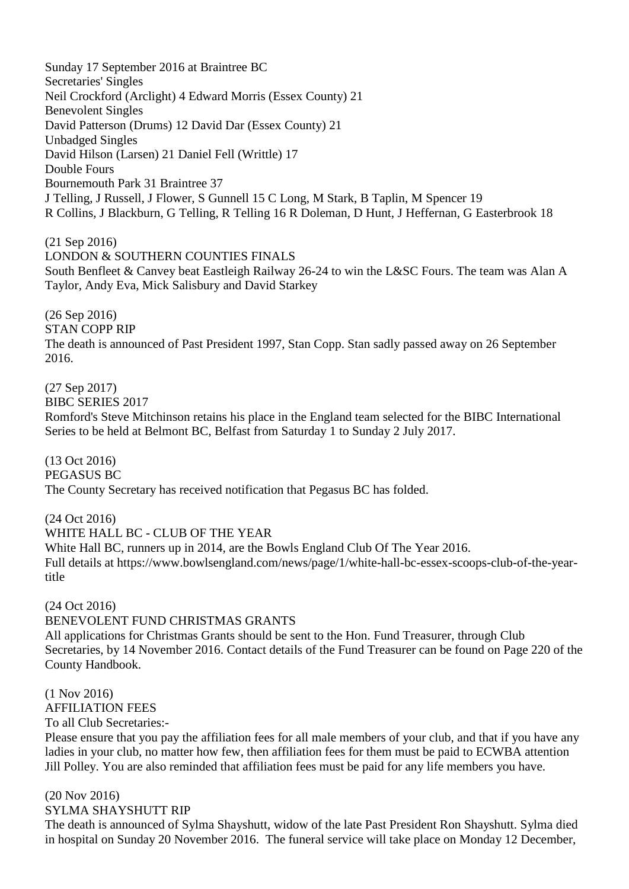Sunday 17 September 2016 at Braintree BC

Secretaries' Singles

Neil Crockford (Arclight) 4 Edward Morris (Essex County) 21

Benevolent Singles

David Patterson (Drums) 12 David Dar (Essex County) 21

Unbadged Singles

David Hilson (Larsen) 21 Daniel Fell (Writtle) 17

Double Fours

Bournemouth Park 31 Braintree 37

J Telling, J Russell, J Flower, S Gunnell 15 C Long, M Stark, B Taplin, M Spencer 19

R Collins, J Blackburn, G Telling, R Telling 16 R Doleman, D Hunt, J Heffernan, G Easterbrook 18

(21 Sep 2016)

LONDON & SOUTHERN COUNTIES FINALS

South Benfleet & Canvey beat Eastleigh Railway 26-24 to win the L&SC Fours. The team was Alan A Taylor, Andy Eva, Mick Salisbury and David Starkey

(26 Sep 2016)

STAN COPP RIP

The death is announced of Past President 1997, Stan Copp. Stan sadly passed away on 26 September 2016.

(27 Sep 2017)

BIBC SERIES 2017

Romford's Steve Mitchinson retains his place in the England team selected for the BIBC International Series to be held at Belmont BC, Belfast from Saturday 1 to Sunday 2 July 2017.

(13 Oct 2016)

PEGASUS BC

The County Secretary has received notification that Pegasus BC has folded.

(24 Oct 2016)

WHITE HALL BC - CLUB OF THE YEAR

White Hall BC, runners up in 2014, are the Bowls England Club Of The Year 2016.

Full details at https://www.bowlsengland.com/news/page/1/white-hall-bc-essex-scoops-club-of-the-year-title

(24 Oct 2016)

BENEVOLENT FUND CHRISTMAS GRANTS

All applications for Christmas Grants should be sent to the Hon. Fund Treasurer, through Club Secretaries, by 14 November 2016. Contact details of the Fund Treasurer can be found on Page 220 of the County Handbook.

(1 Nov 2016)

AFFILIATION FEES

To all Club Secretaries:-

Please ensure that you pay the affiliation fees for all male members of your club, and that if you have any ladies in your club, no matter how few, then affiliation fees for them must be paid to ECWBA attention Jill Polley. You are also reminded that affiliation fees must be paid for any life members you have.

(20 Nov 2016)

SYLMA SHAYSHUTT RIP

The death is announced of Sylma Shayshutt, widow of the late Past President Ron Shayshutt. Sylma died in hospital on Sunday 20 November 2016. The funeral service will take place on Monday 12 December,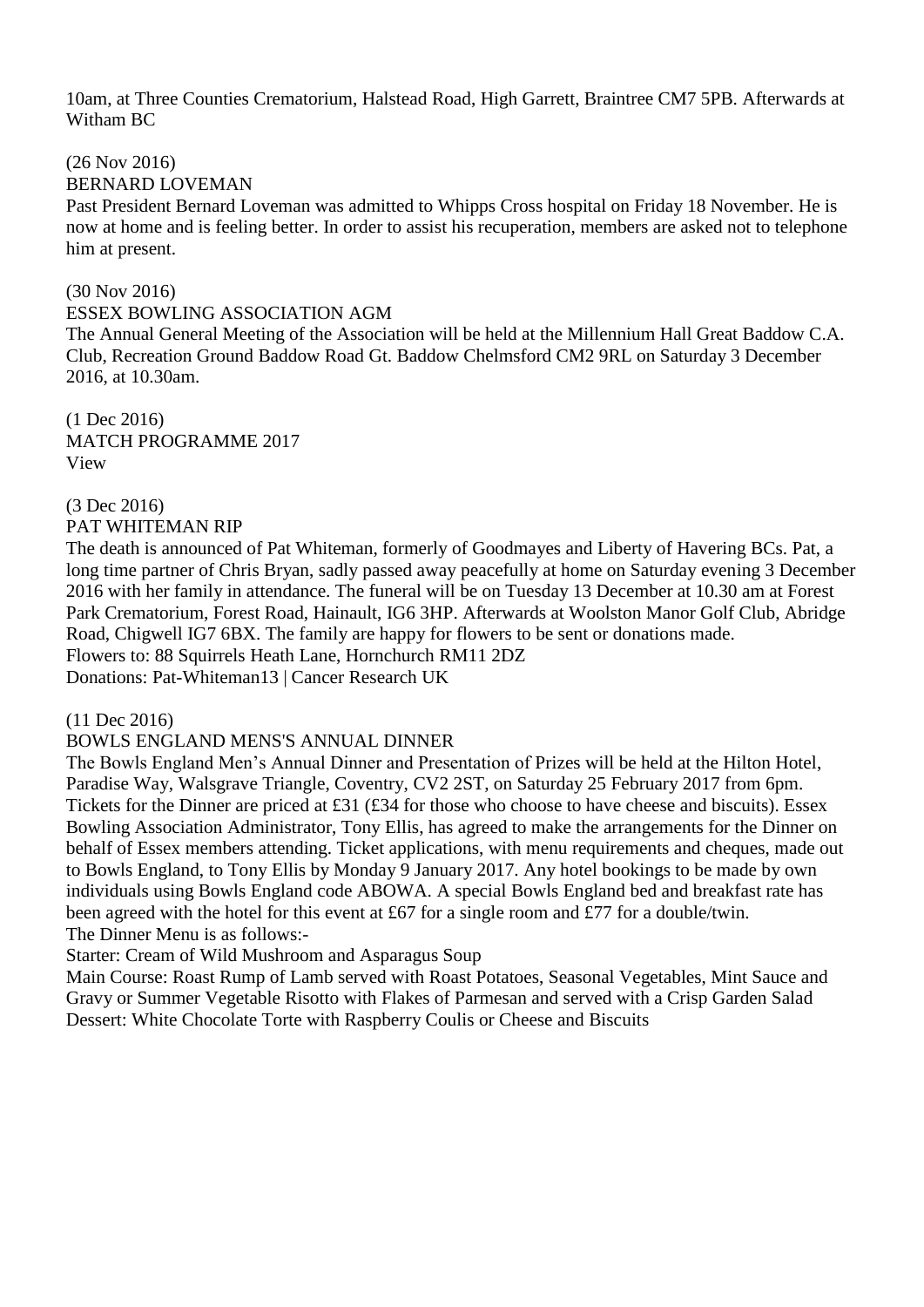10am, at Three Counties Crematorium, Halstead Road, High Garrett, Braintree CM7 5PB. Afterwards at Witham BC

(26 Nov 2016)
BERNARD LOVEMAN
Past President Bernard Loveman was admitted to Whipps Cross hospital on Friday 18 November. He is now at home and is feeling better. In order to assist his recuperation, members are asked not to telephone him at present.

(30 Nov 2016)
ESSEX BOWLING ASSOCIATION AGM
The Annual General Meeting of the Association will be held at the Millennium Hall Great Baddow C.A. Club, Recreation Ground Baddow Road Gt. Baddow Chelmsford CM2 9RL on Saturday 3 December 2016, at 10.30am.

(1 Dec 2016)
MATCH PROGRAMME 2017
View

(3 Dec 2016)
PAT WHITEMAN RIP
The death is announced of Pat Whiteman, formerly of Goodmayes and Liberty of Havering BCs. Pat, a long time partner of Chris Bryan, sadly passed away peacefully at home on Saturday evening 3 December 2016 with her family in attendance. The funeral will be on Tuesday 13 December at 10.30 am at Forest Park Crematorium, Forest Road, Hainault, IG6 3HP. Afterwards at Woolston Manor Golf Club, Abridge Road, Chigwell IG7 6BX. The family are happy for flowers to be sent or donations made.
Flowers to: 88 Squirrels Heath Lane, Hornchurch RM11 2DZ
Donations: Pat-Whiteman13 | Cancer Research UK

(11 Dec 2016)
BOWLS ENGLAND MENS'S ANNUAL DINNER
The Bowls England Men's Annual Dinner and Presentation of Prizes will be held at the Hilton Hotel, Paradise Way, Walsgrave Triangle, Coventry, CV2 2ST, on Saturday 25 February 2017 from 6pm. Tickets for the Dinner are priced at £31 (£34 for those who choose to have cheese and biscuits). Essex Bowling Association Administrator, Tony Ellis, has agreed to make the arrangements for the Dinner on behalf of Essex members attending. Ticket applications, with menu requirements and cheques, made out to Bowls England, to Tony Ellis by Monday 9 January 2017. Any hotel bookings to be made by own individuals using Bowls England code ABOWA. A special Bowls England bed and breakfast rate has been agreed with the hotel for this event at £67 for a single room and £77 for a double/twin.
The Dinner Menu is as follows:-
Starter: Cream of Wild Mushroom and Asparagus Soup
Main Course: Roast Rump of Lamb served with Roast Potatoes, Seasonal Vegetables, Mint Sauce and Gravy or Summer Vegetable Risotto with Flakes of Parmesan and served with a Crisp Garden Salad
Dessert: White Chocolate Torte with Raspberry Coulis or Cheese and Biscuits